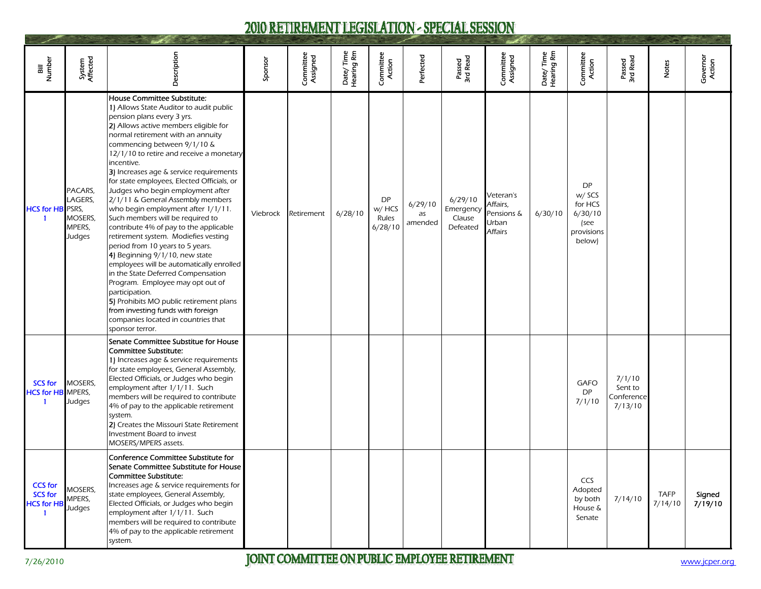# 2010 RETIREMENT LEGISLATION - SPECIAL SESSION

| Bill Number | System Affected | Description | Sponsor | Committee Assigned | Date/ Time Hearing Rm | Committee Action | Perfected | Passed 3rd Read | Committee Assigned | Date/ Time Hearing Rm | Committee Action | Passed 3rd Read | Notes | Governor Action |
|---|---|---|---|---|---|---|---|---|---|---|---|---|---|---|
| HCS for HB 1 | PACARS, LAGERS, PSRS, MOSERS, MPERS, Judges | **House Committee Substitute:**<br>**1)** Allows State Auditor to audit public pension plans every 3 yrs.<br>**2)** Allows active members eligible for normal retirement with an annuity commencing between 9/1/10 & 12/1/10 to retire and receive a monetary incentive.<br>**3)** Increases age & service requirements for state employees, Elected Officials, or Judges who begin employment after 2/1/11 & General Assembly members who begin employment after 1/1/11. Such members will be required to contribute 4% of pay to the applicable retirement system. Modifies vesting period from 10 years to 5 years.<br>**4)** Beginning 9/1/10, new state employees will be automatically enrolled in the State Deferred Compensation Program. Employee may opt out of participation.<br>**5)** Prohibits MO public retirement plans from investing funds with foreign companies located in countries that sponsor terror. | Viebrock | Retirement | 6/28/10 | DP w/ HCS Rules 6/28/10 | 6/29/10 as amended | 6/29/10 Emergency Clause Defeated | Veteran's Affairs, Pensions & Urban Affairs | 6/30/10 | DP w/ SCS for HCS 6/30/10 (see provisions below) | | | |
| SCS for HCS for HB 1 | MOSERS, MPERS, Judges | **Senate Committee Substitue for House Committee Substitute:**<br>**1)** Increases age & service requirements for state employees, General Assembly, Elected Officials, or Judges who begin employment after 1/1/11. Such members will be required to contribute 4% of pay to the applicable retirement system.<br>**2)** Creates the Missouri State Retirement Investment Board to invest MOSERS/MPERS assets. | | | | | | | | | GAFO DP 7/1/10 | 7/1/10 Sent to Conference 7/13/10 | | |
| CCS for SCS for HCS for HB 1 | MOSERS, MPERS, Judges | **Conference Committee Substitute for Senate Committee Substitute for House Committee Substitute:**<br>Increases age & service requirements for state employees, General Assembly, Elected Officials, or Judges who begin employment after 1/1/11. Such members will be required to contribute 4% of pay to the applicable retirement system. | | | | | | | | | CCS Adopted by both House & Senate | 7/14/10 | TAFP 7/14/10 | **Signed 7/19/10** |

7/26/2010 JOINT COMMITTEE ON PUBLIC EMPLOYEE RETIREMENT www.jcper.org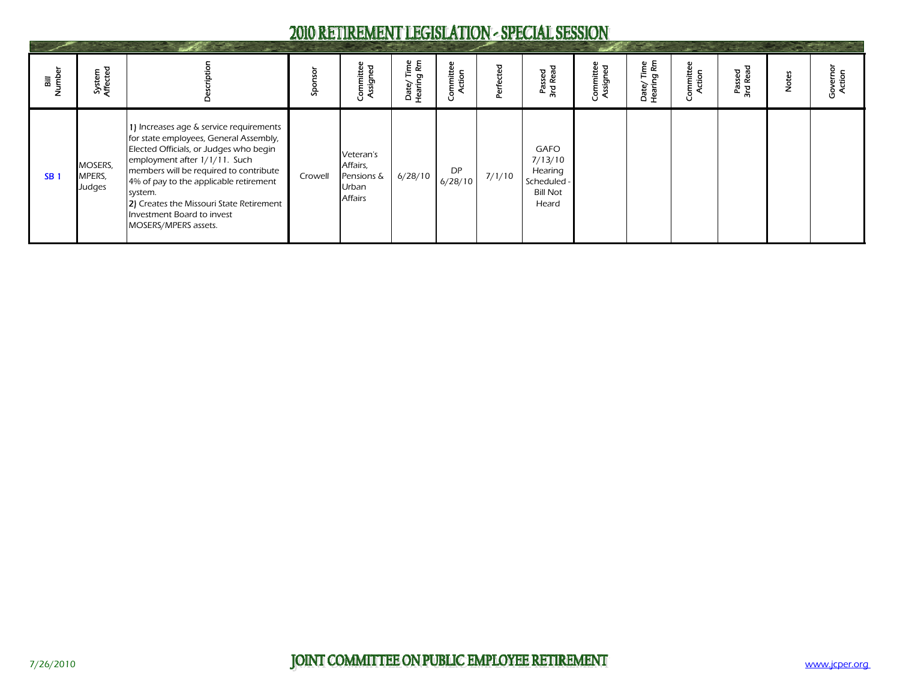# 2010 RETIREMENT LEGISLATION - SPECIAL SESSION

| Bill Number | System Affected | Description | Sponsor | Committee Assigned | Date/ Time Hearing Rm | Committee Action | Perfected | Passed 3rd Read | Committee Assigned | Date/ Time Hearing Rm | Committee Action | Passed 3rd Read | Notes | Governor Action |
|---|---|---|---|---|---|---|---|---|---|---|---|---|---|---|
| SB 1 | MOSERS, MPERS, Judges | **1)** Increases age & service requirements for state employees, General Assembly, Elected Officials, or Judges who begin employment after 1/1/11. Such members will be required to contribute 4% of pay to the applicable retirement system. **2)** Creates the Missouri State Retirement Investment Board to invest MOSERS/MPERS assets. | Crowell | Veteran's Affairs, Pensions & Urban Affairs | 6/28/10 | DP 6/28/10 | 7/1/10 | GAFO 7/13/10 Hearing Scheduled - Bill Not Heard | | | | | | |

7/26/2010

JOINT COMMITTEE ON PUBLIC EMPLOYEE RETIREMENT

www.jcper.org